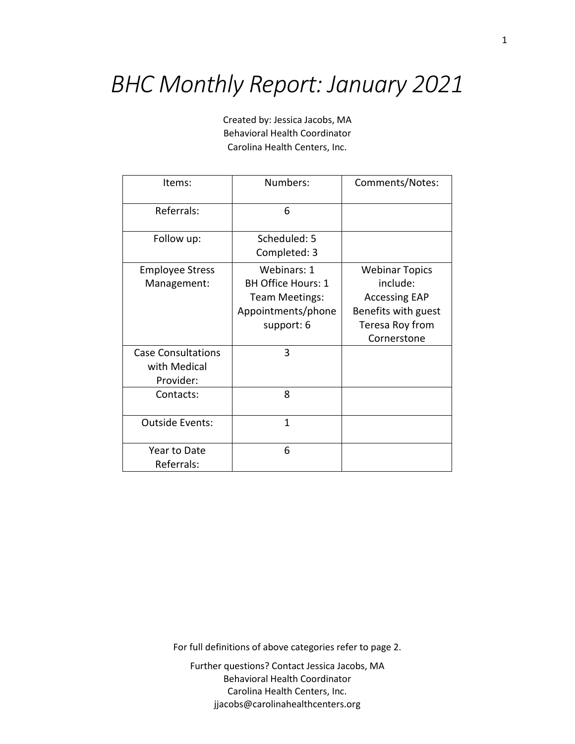# *BHC Monthly Report: January 2021*

Created by: Jessica Jacobs, MA
Behavioral Health Coordinator
Carolina Health Centers, Inc.

| Items: | Numbers: | Comments/Notes: |
| --- | --- | --- |
| Referrals: | 6 | |
| Follow up: | Scheduled: 5<br>Completed: 3 | |
| Employee Stress Management: | Webinars: 1<br>BH Office Hours: 1<br>Team Meetings:<br>Appointments/phone support: 6 | Webinar Topics include: Accessing EAP Benefits with guest Teresa Roy from Cornerstone |
| Case Consultations with Medical Provider: | 3 | |
| Contacts: | 8 | |
| Outside Events: | 1 | |
| Year to Date Referrals: | 6 | |

For full definitions of above categories refer to page 2.

Further questions? Contact Jessica Jacobs, MA
Behavioral Health Coordinator
Carolina Health Centers, Inc.
jjacobs@carolinahealthcenters.org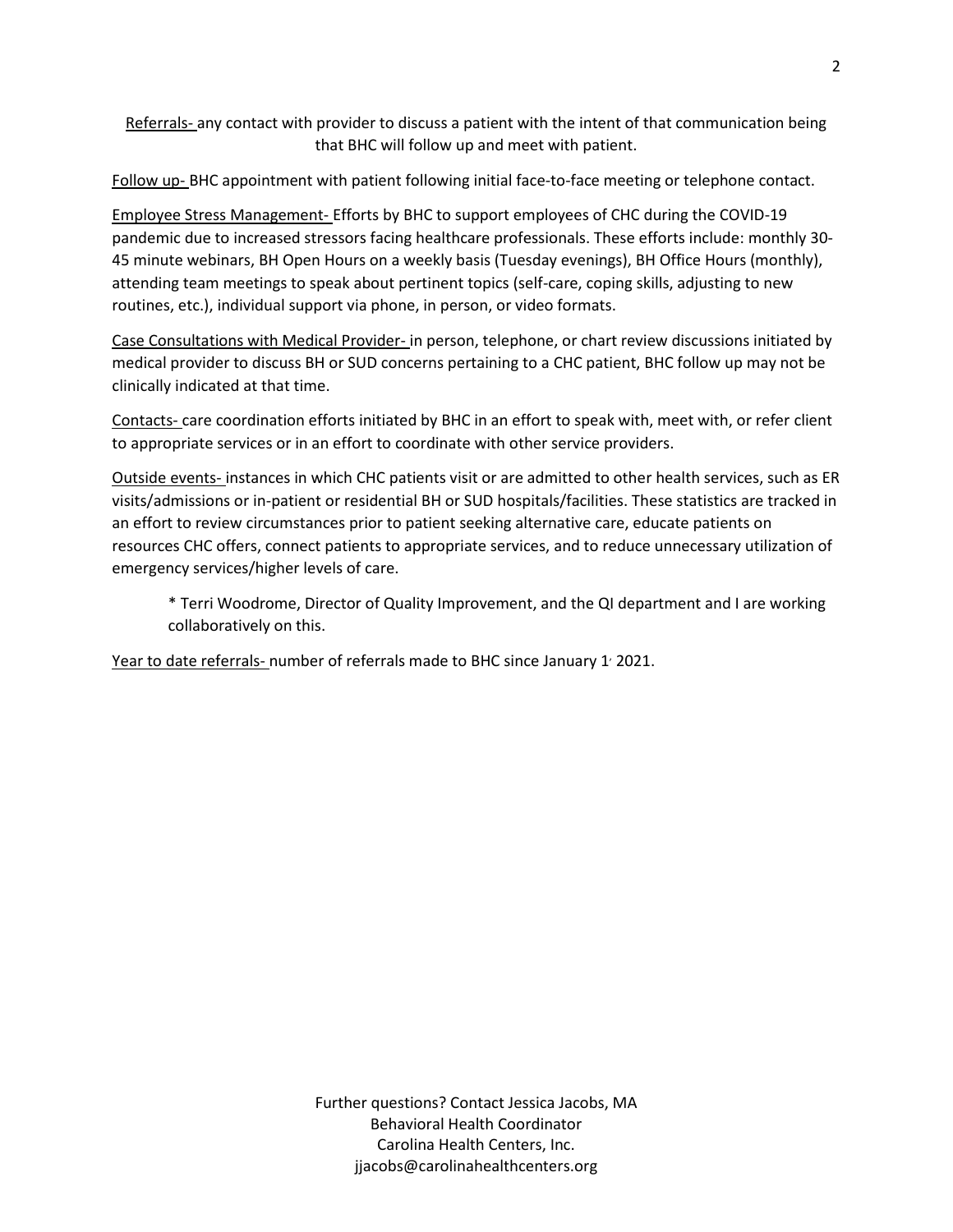Referrals- any contact with provider to discuss a patient with the intent of that communication being that BHC will follow up and meet with patient.

Follow up- BHC appointment with patient following initial face-to-face meeting or telephone contact.

Employee Stress Management- Efforts by BHC to support employees of CHC during the COVID-19 pandemic due to increased stressors facing healthcare professionals. These efforts include: monthly 30-45 minute webinars, BH Open Hours on a weekly basis (Tuesday evenings), BH Office Hours (monthly), attending team meetings to speak about pertinent topics (self-care, coping skills, adjusting to new routines, etc.), individual support via phone, in person, or video formats.

Case Consultations with Medical Provider- in person, telephone, or chart review discussions initiated by medical provider to discuss BH or SUD concerns pertaining to a CHC patient, BHC follow up may not be clinically indicated at that time.

Contacts- care coordination efforts initiated by BHC in an effort to speak with, meet with, or refer client to appropriate services or in an effort to coordinate with other service providers.

Outside events- instances in which CHC patients visit or are admitted to other health services, such as ER visits/admissions or in-patient or residential BH or SUD hospitals/facilities. These statistics are tracked in an effort to review circumstances prior to patient seeking alternative care, educate patients on resources CHC offers, connect patients to appropriate services, and to reduce unnecessary utilization of emergency services/higher levels of care.

> * Terri Woodrome, Director of Quality Improvement, and the QI department and I are working collaboratively on this.

Year to date referrals- number of referrals made to BHC since January 1, 2021.

Further questions? Contact Jessica Jacobs, MA
Behavioral Health Coordinator
Carolina Health Centers, Inc.
jjacobs@carolinahealthcenters.org